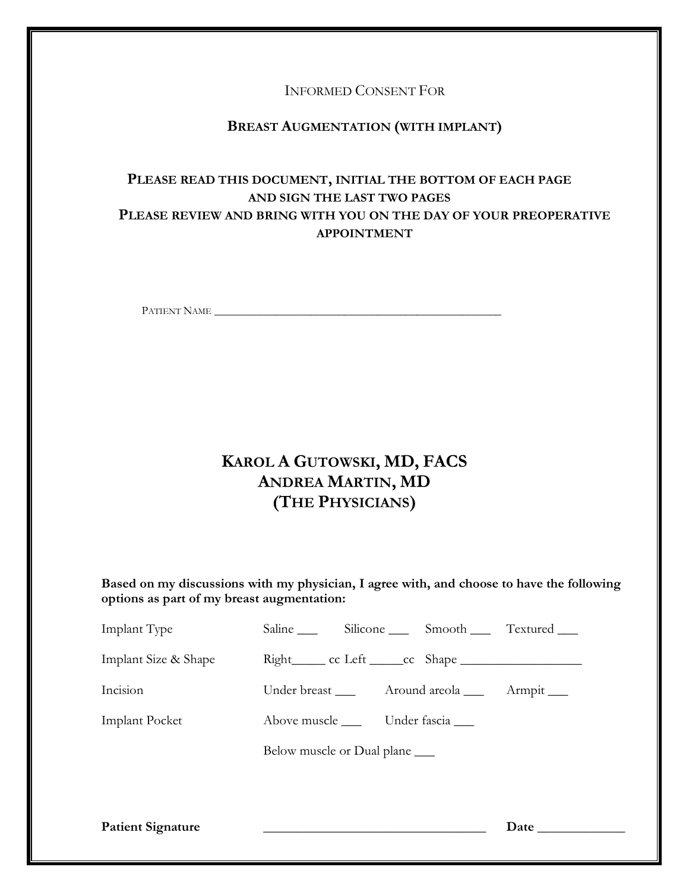INFORMED CONSENT FOR

# BREAST AUGMENTATION (WITH IMPLANT)

**PLEASE READ THIS DOCUMENT, INITIAL THE BOTTOM OF EACH PAGE AND SIGN THE LAST TWO PAGES**
**PLEASE REVIEW AND BRING WITH YOU ON THE DAY OF YOUR PREOPERATIVE APPOINTMENT**

PATIENT NAME ________________________________________________

## KAROL A GUTOWSKI, MD, FACS
## ANDREA MARTIN, MD
## (THE PHYSICIANS)

**Based on my discussions with my physician, I agree with, and choose to have the following options as part of my breast augmentation:**

Implant Type — Saline ___ Silicone ___ Smooth ___ Textured ___

Implant Size & Shape — Right_____ cc Left _____cc Shape __________________

Incision — Under breast ___ Around areola ___ Armpit ___

Implant Pocket — Above muscle ___ Under fascia ___

Below muscle or Dual plane ___

**Patient Signature** _________________________________ **Date** _____________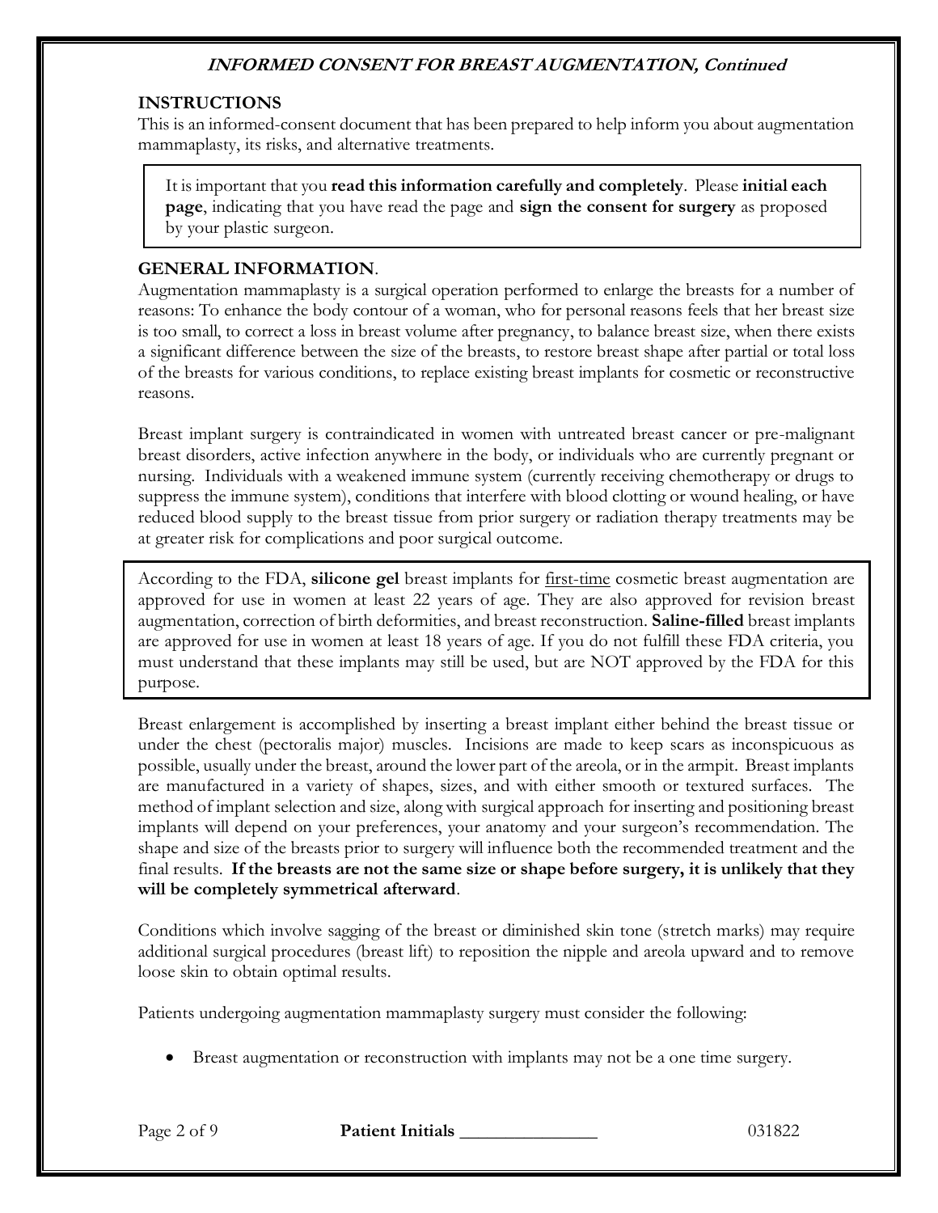## INSTRUCTIONS

This is an informed-consent document that has been prepared to help inform you about augmentation mammaplasty, its risks, and alternative treatments.

It is important that you **read this information carefully and completely**. Please **initial each page**, indicating that you have read the page and **sign the consent for surgery** as proposed by your plastic surgeon.

## GENERAL INFORMATION.

Augmentation mammaplasty is a surgical operation performed to enlarge the breasts for a number of reasons: To enhance the body contour of a woman, who for personal reasons feels that her breast size is too small, to correct a loss in breast volume after pregnancy, to balance breast size, when there exists a significant difference between the size of the breasts, to restore breast shape after partial or total loss of the breasts for various conditions, to replace existing breast implants for cosmetic or reconstructive reasons.

Breast implant surgery is contraindicated in women with untreated breast cancer or pre-malignant breast disorders, active infection anywhere in the body, or individuals who are currently pregnant or nursing. Individuals with a weakened immune system (currently receiving chemotherapy or drugs to suppress the immune system), conditions that interfere with blood clotting or wound healing, or have reduced blood supply to the breast tissue from prior surgery or radiation therapy treatments may be at greater risk for complications and poor surgical outcome.

According to the FDA, **silicone gel** breast implants for first-time cosmetic breast augmentation are approved for use in women at least 22 years of age. They are also approved for revision breast augmentation, correction of birth deformities, and breast reconstruction. **Saline-filled** breast implants are approved for use in women at least 18 years of age. If you do not fulfill these FDA criteria, you must understand that these implants may still be used, but are NOT approved by the FDA for this purpose.

Breast enlargement is accomplished by inserting a breast implant either behind the breast tissue or under the chest (pectoralis major) muscles. Incisions are made to keep scars as inconspicuous as possible, usually under the breast, around the lower part of the areola, or in the armpit. Breast implants are manufactured in a variety of shapes, sizes, and with either smooth or textured surfaces. The method of implant selection and size, along with surgical approach for inserting and positioning breast implants will depend on your preferences, your anatomy and your surgeon's recommendation. The shape and size of the breasts prior to surgery will influence both the recommended treatment and the final results. **If the breasts are not the same size or shape before surgery, it is unlikely that they will be completely symmetrical afterward**.

Conditions which involve sagging of the breast or diminished skin tone (stretch marks) may require additional surgical procedures (breast lift) to reposition the nipple and areola upward and to remove loose skin to obtain optimal results.

Patients undergoing augmentation mammaplasty surgery must consider the following:

- Breast augmentation or reconstruction with implants may not be a one time surgery.

**Patient Initials** _______________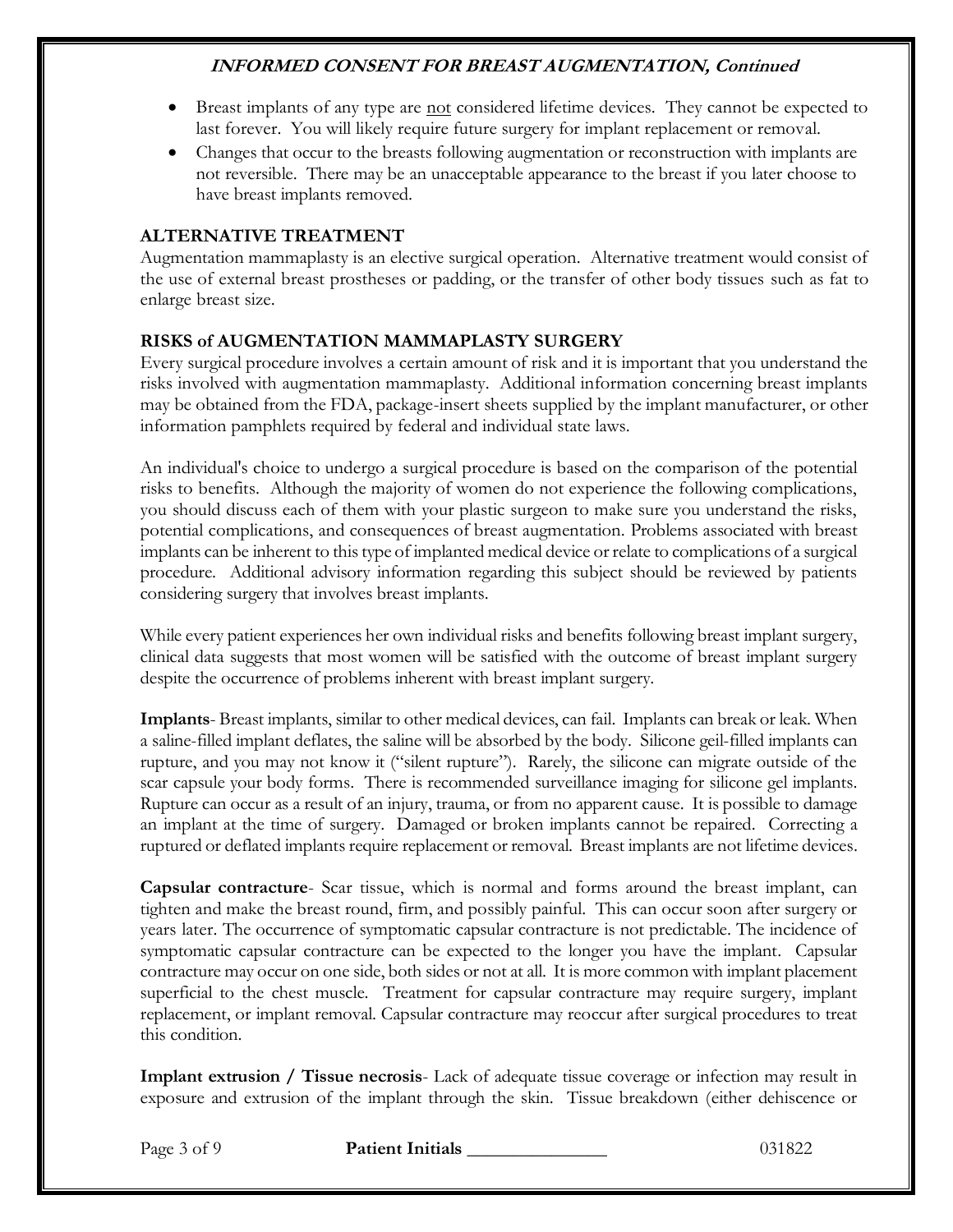- Breast implants of any type are not considered lifetime devices. They cannot be expected to last forever. You will likely require future surgery for implant replacement or removal.
- Changes that occur to the breasts following augmentation or reconstruction with implants are not reversible. There may be an unacceptable appearance to the breast if you later choose to have breast implants removed.

## ALTERNATIVE TREATMENT

Augmentation mammaplasty is an elective surgical operation. Alternative treatment would consist of the use of external breast prostheses or padding, or the transfer of other body tissues such as fat to enlarge breast size.

## RISKS of AUGMENTATION MAMMAPLASTY SURGERY

Every surgical procedure involves a certain amount of risk and it is important that you understand the risks involved with augmentation mammaplasty. Additional information concerning breast implants may be obtained from the FDA, package-insert sheets supplied by the implant manufacturer, or other information pamphlets required by federal and individual state laws.

An individual's choice to undergo a surgical procedure is based on the comparison of the potential risks to benefits. Although the majority of women do not experience the following complications, you should discuss each of them with your plastic surgeon to make sure you understand the risks, potential complications, and consequences of breast augmentation. Problems associated with breast implants can be inherent to this type of implanted medical device or relate to complications of a surgical procedure. Additional advisory information regarding this subject should be reviewed by patients considering surgery that involves breast implants.

While every patient experiences her own individual risks and benefits following breast implant surgery, clinical data suggests that most women will be satisfied with the outcome of breast implant surgery despite the occurrence of problems inherent with breast implant surgery.

**Implants**- Breast implants, similar to other medical devices, can fail. Implants can break or leak. When a saline-filled implant deflates, the saline will be absorbed by the body. Silicone geil-filled implants can rupture, and you may not know it ("silent rupture"). Rarely, the silicone can migrate outside of the scar capsule your body forms. There is recommended surveillance imaging for silicone gel implants. Rupture can occur as a result of an injury, trauma, or from no apparent cause. It is possible to damage an implant at the time of surgery. Damaged or broken implants cannot be repaired. Correcting a ruptured or deflated implants require replacement or removal. Breast implants are not lifetime devices.

**Capsular contracture**- Scar tissue, which is normal and forms around the breast implant, can tighten and make the breast round, firm, and possibly painful. This can occur soon after surgery or years later. The occurrence of symptomatic capsular contracture is not predictable. The incidence of symptomatic capsular contracture can be expected to the longer you have the implant. Capsular contracture may occur on one side, both sides or not at all. It is more common with implant placement superficial to the chest muscle. Treatment for capsular contracture may require surgery, implant replacement, or implant removal. Capsular contracture may reoccur after surgical procedures to treat this condition.

**Implant extrusion / Tissue necrosis**- Lack of adequate tissue coverage or infection may result in exposure and extrusion of the implant through the skin. Tissue breakdown (either dehiscence or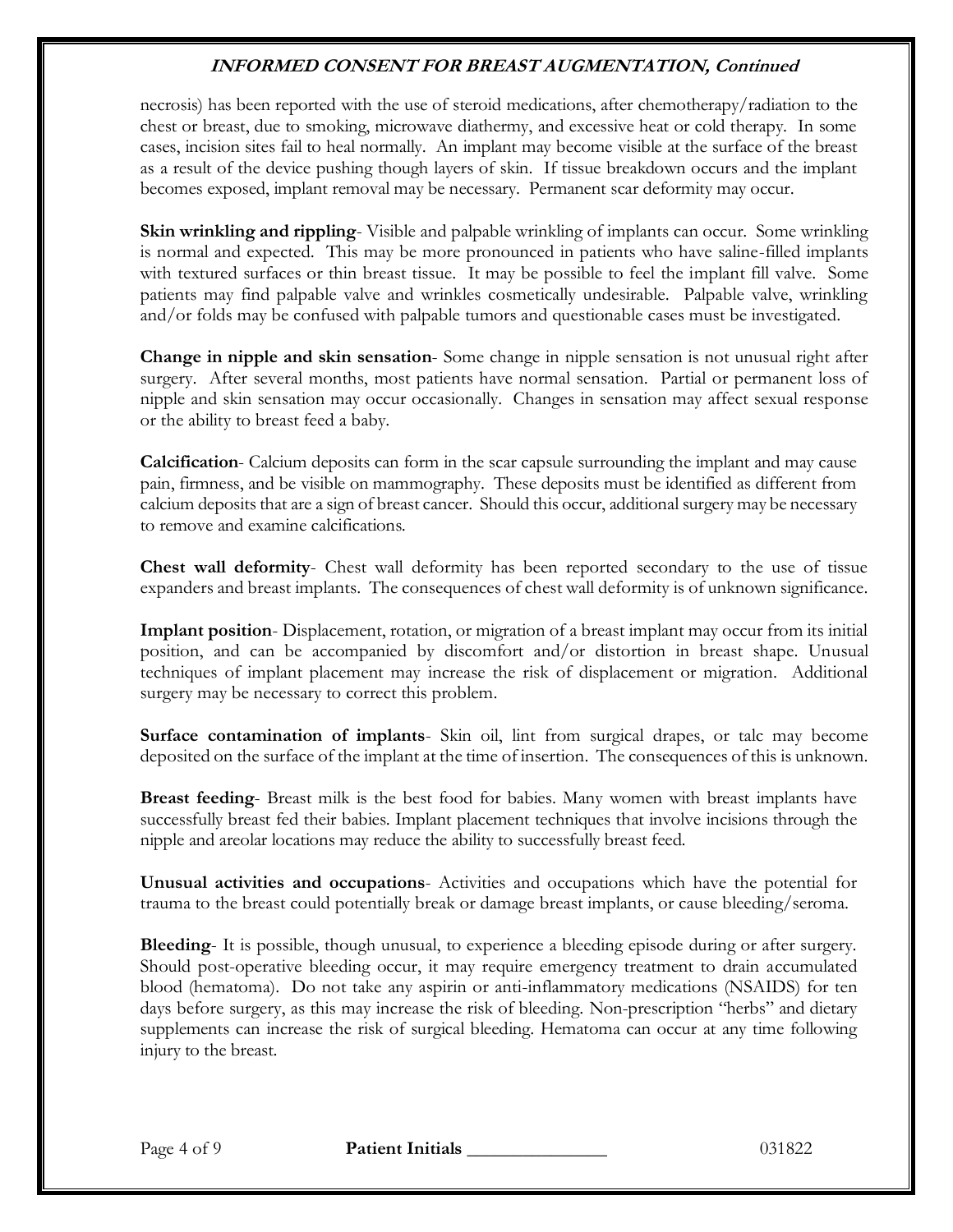necrosis) has been reported with the use of steroid medications, after chemotherapy/radiation to the chest or breast, due to smoking, microwave diathermy, and excessive heat or cold therapy. In some cases, incision sites fail to heal normally. An implant may become visible at the surface of the breast as a result of the device pushing though layers of skin. If tissue breakdown occurs and the implant becomes exposed, implant removal may be necessary. Permanent scar deformity may occur.

**Skin wrinkling and rippling**- Visible and palpable wrinkling of implants can occur. Some wrinkling is normal and expected. This may be more pronounced in patients who have saline-filled implants with textured surfaces or thin breast tissue. It may be possible to feel the implant fill valve. Some patients may find palpable valve and wrinkles cosmetically undesirable. Palpable valve, wrinkling and/or folds may be confused with palpable tumors and questionable cases must be investigated.

**Change in nipple and skin sensation**- Some change in nipple sensation is not unusual right after surgery. After several months, most patients have normal sensation. Partial or permanent loss of nipple and skin sensation may occur occasionally. Changes in sensation may affect sexual response or the ability to breast feed a baby.

**Calcification**- Calcium deposits can form in the scar capsule surrounding the implant and may cause pain, firmness, and be visible on mammography. These deposits must be identified as different from calcium deposits that are a sign of breast cancer. Should this occur, additional surgery may be necessary to remove and examine calcifications.

**Chest wall deformity**- Chest wall deformity has been reported secondary to the use of tissue expanders and breast implants. The consequences of chest wall deformity is of unknown significance.

**Implant position**- Displacement, rotation, or migration of a breast implant may occur from its initial position, and can be accompanied by discomfort and/or distortion in breast shape. Unusual techniques of implant placement may increase the risk of displacement or migration. Additional surgery may be necessary to correct this problem.

**Surface contamination of implants**- Skin oil, lint from surgical drapes, or talc may become deposited on the surface of the implant at the time of insertion. The consequences of this is unknown.

**Breast feeding**- Breast milk is the best food for babies. Many women with breast implants have successfully breast fed their babies. Implant placement techniques that involve incisions through the nipple and areolar locations may reduce the ability to successfully breast feed.

**Unusual activities and occupations**- Activities and occupations which have the potential for trauma to the breast could potentially break or damage breast implants, or cause bleeding/seroma.

**Bleeding**- It is possible, though unusual, to experience a bleeding episode during or after surgery. Should post-operative bleeding occur, it may require emergency treatment to drain accumulated blood (hematoma). Do not take any aspirin or anti-inflammatory medications (NSAIDS) for ten days before surgery, as this may increase the risk of bleeding. Non-prescription "herbs" and dietary supplements can increase the risk of surgical bleeding. Hematoma can occur at any time following injury to the breast.

**Patient Initials** _______________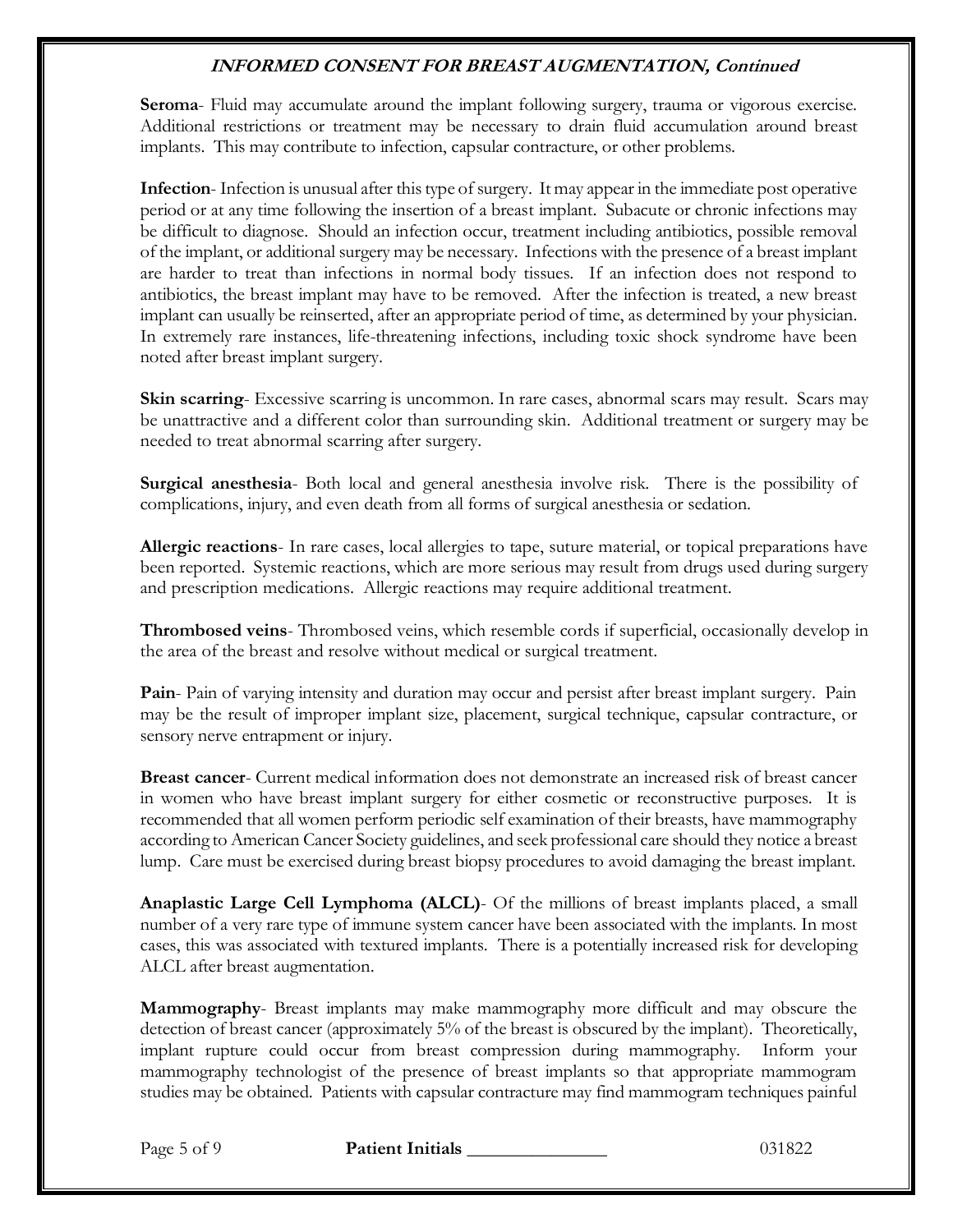**Seroma**- Fluid may accumulate around the implant following surgery, trauma or vigorous exercise. Additional restrictions or treatment may be necessary to drain fluid accumulation around breast implants. This may contribute to infection, capsular contracture, or other problems.

**Infection**- Infection is unusual after this type of surgery. It may appear in the immediate post operative period or at any time following the insertion of a breast implant. Subacute or chronic infections may be difficult to diagnose. Should an infection occur, treatment including antibiotics, possible removal of the implant, or additional surgery may be necessary. Infections with the presence of a breast implant are harder to treat than infections in normal body tissues. If an infection does not respond to antibiotics, the breast implant may have to be removed. After the infection is treated, a new breast implant can usually be reinserted, after an appropriate period of time, as determined by your physician. In extremely rare instances, life-threatening infections, including toxic shock syndrome have been noted after breast implant surgery.

**Skin scarring**- Excessive scarring is uncommon. In rare cases, abnormal scars may result. Scars may be unattractive and a different color than surrounding skin. Additional treatment or surgery may be needed to treat abnormal scarring after surgery.

**Surgical anesthesia**- Both local and general anesthesia involve risk. There is the possibility of complications, injury, and even death from all forms of surgical anesthesia or sedation.

**Allergic reactions**- In rare cases, local allergies to tape, suture material, or topical preparations have been reported. Systemic reactions, which are more serious may result from drugs used during surgery and prescription medications. Allergic reactions may require additional treatment.

**Thrombosed veins**- Thrombosed veins, which resemble cords if superficial, occasionally develop in the area of the breast and resolve without medical or surgical treatment.

**Pain**- Pain of varying intensity and duration may occur and persist after breast implant surgery. Pain may be the result of improper implant size, placement, surgical technique, capsular contracture, or sensory nerve entrapment or injury.

**Breast cancer**- Current medical information does not demonstrate an increased risk of breast cancer in women who have breast implant surgery for either cosmetic or reconstructive purposes. It is recommended that all women perform periodic self examination of their breasts, have mammography according to American Cancer Society guidelines, and seek professional care should they notice a breast lump. Care must be exercised during breast biopsy procedures to avoid damaging the breast implant.

**Anaplastic Large Cell Lymphoma (ALCL)**- Of the millions of breast implants placed, a small number of a very rare type of immune system cancer have been associated with the implants. In most cases, this was associated with textured implants. There is a potentially increased risk for developing ALCL after breast augmentation.

**Mammography**- Breast implants may make mammography more difficult and may obscure the detection of breast cancer (approximately 5% of the breast is obscured by the implant). Theoretically, implant rupture could occur from breast compression during mammography. Inform your mammography technologist of the presence of breast implants so that appropriate mammogram studies may be obtained. Patients with capsular contracture may find mammogram techniques painful

**Patient Initials** _______________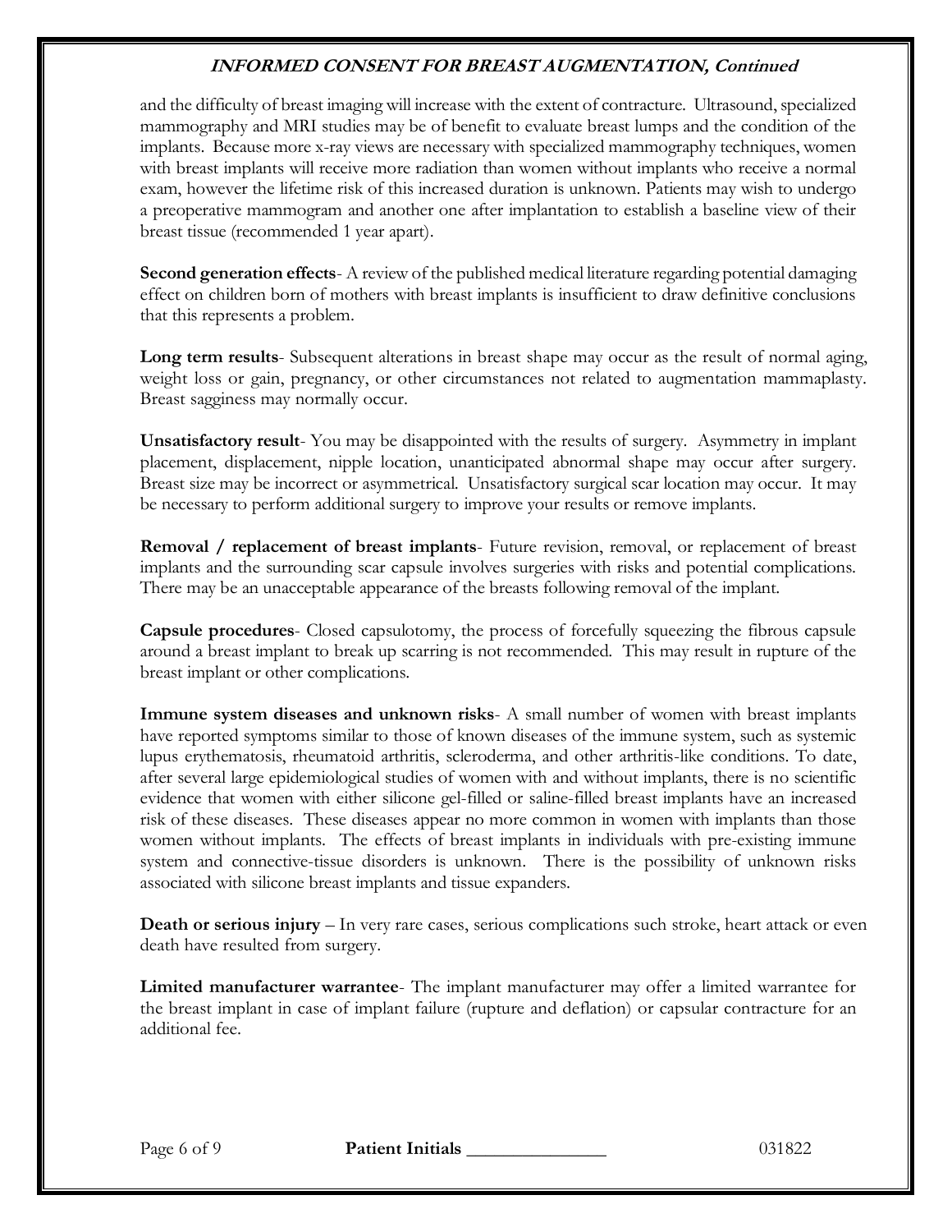and the difficulty of breast imaging will increase with the extent of contracture. Ultrasound, specialized mammography and MRI studies may be of benefit to evaluate breast lumps and the condition of the implants. Because more x-ray views are necessary with specialized mammography techniques, women with breast implants will receive more radiation than women without implants who receive a normal exam, however the lifetime risk of this increased duration is unknown. Patients may wish to undergo a preoperative mammogram and another one after implantation to establish a baseline view of their breast tissue (recommended 1 year apart).

**Second generation effects**- A review of the published medical literature regarding potential damaging effect on children born of mothers with breast implants is insufficient to draw definitive conclusions that this represents a problem.

**Long term results**- Subsequent alterations in breast shape may occur as the result of normal aging, weight loss or gain, pregnancy, or other circumstances not related to augmentation mammaplasty. Breast sagginess may normally occur.

**Unsatisfactory result**- You may be disappointed with the results of surgery. Asymmetry in implant placement, displacement, nipple location, unanticipated abnormal shape may occur after surgery. Breast size may be incorrect or asymmetrical. Unsatisfactory surgical scar location may occur. It may be necessary to perform additional surgery to improve your results or remove implants.

**Removal / replacement of breast implants**- Future revision, removal, or replacement of breast implants and the surrounding scar capsule involves surgeries with risks and potential complications. There may be an unacceptable appearance of the breasts following removal of the implant.

**Capsule procedures**- Closed capsulotomy, the process of forcefully squeezing the fibrous capsule around a breast implant to break up scarring is not recommended. This may result in rupture of the breast implant or other complications.

**Immune system diseases and unknown risks**- A small number of women with breast implants have reported symptoms similar to those of known diseases of the immune system, such as systemic lupus erythematosis, rheumatoid arthritis, scleroderma, and other arthritis-like conditions. To date, after several large epidemiological studies of women with and without implants, there is no scientific evidence that women with either silicone gel-filled or saline-filled breast implants have an increased risk of these diseases. These diseases appear no more common in women with implants than those women without implants. The effects of breast implants in individuals with pre-existing immune system and connective-tissue disorders is unknown. There is the possibility of unknown risks associated with silicone breast implants and tissue expanders.

**Death or serious injury** – In very rare cases, serious complications such stroke, heart attack or even death have resulted from surgery.

**Limited manufacturer warrantee**- The implant manufacturer may offer a limited warrantee for the breast implant in case of implant failure (rupture and deflation) or capsular contracture for an additional fee.

**Patient Initials** _______________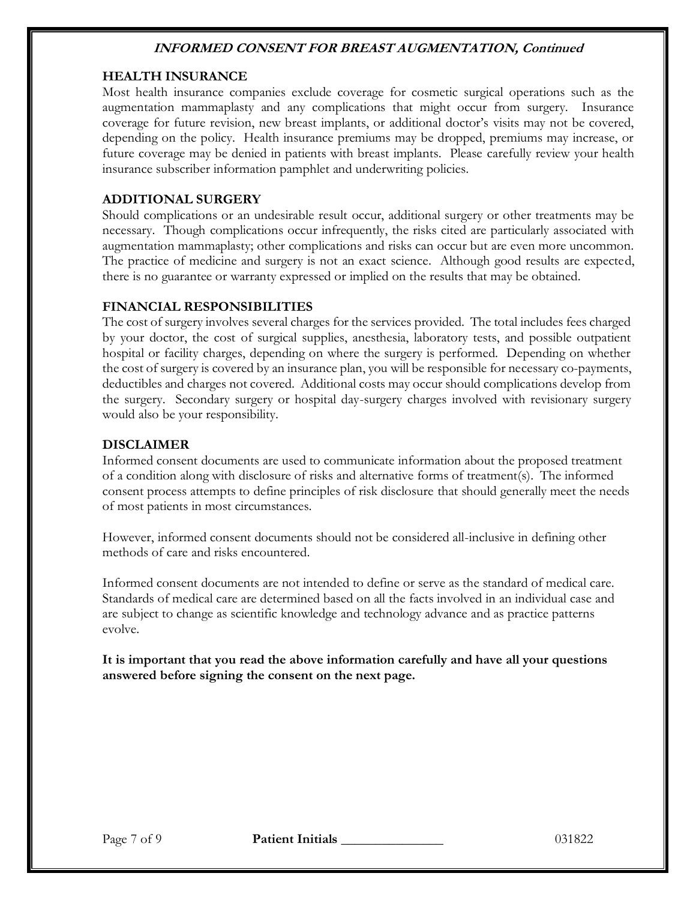## HEALTH INSURANCE

Most health insurance companies exclude coverage for cosmetic surgical operations such as the augmentation mammaplasty and any complications that might occur from surgery. Insurance coverage for future revision, new breast implants, or additional doctor's visits may not be covered, depending on the policy. Health insurance premiums may be dropped, premiums may increase, or future coverage may be denied in patients with breast implants. Please carefully review your health insurance subscriber information pamphlet and underwriting policies.

## ADDITIONAL SURGERY

Should complications or an undesirable result occur, additional surgery or other treatments may be necessary. Though complications occur infrequently, the risks cited are particularly associated with augmentation mammaplasty; other complications and risks can occur but are even more uncommon. The practice of medicine and surgery is not an exact science. Although good results are expected, there is no guarantee or warranty expressed or implied on the results that may be obtained.

## FINANCIAL RESPONSIBILITIES

The cost of surgery involves several charges for the services provided. The total includes fees charged by your doctor, the cost of surgical supplies, anesthesia, laboratory tests, and possible outpatient hospital or facility charges, depending on where the surgery is performed. Depending on whether the cost of surgery is covered by an insurance plan, you will be responsible for necessary co-payments, deductibles and charges not covered. Additional costs may occur should complications develop from the surgery. Secondary surgery or hospital day-surgery charges involved with revisionary surgery would also be your responsibility.

## DISCLAIMER

Informed consent documents are used to communicate information about the proposed treatment of a condition along with disclosure of risks and alternative forms of treatment(s). The informed consent process attempts to define principles of risk disclosure that should generally meet the needs of most patients in most circumstances.

However, informed consent documents should not be considered all-inclusive in defining other methods of care and risks encountered.

Informed consent documents are not intended to define or serve as the standard of medical care. Standards of medical care are determined based on all the facts involved in an individual case and are subject to change as scientific knowledge and technology advance and as practice patterns evolve.

**It is important that you read the above information carefully and have all your questions answered before signing the consent on the next page.**

**Patient Initials** _______________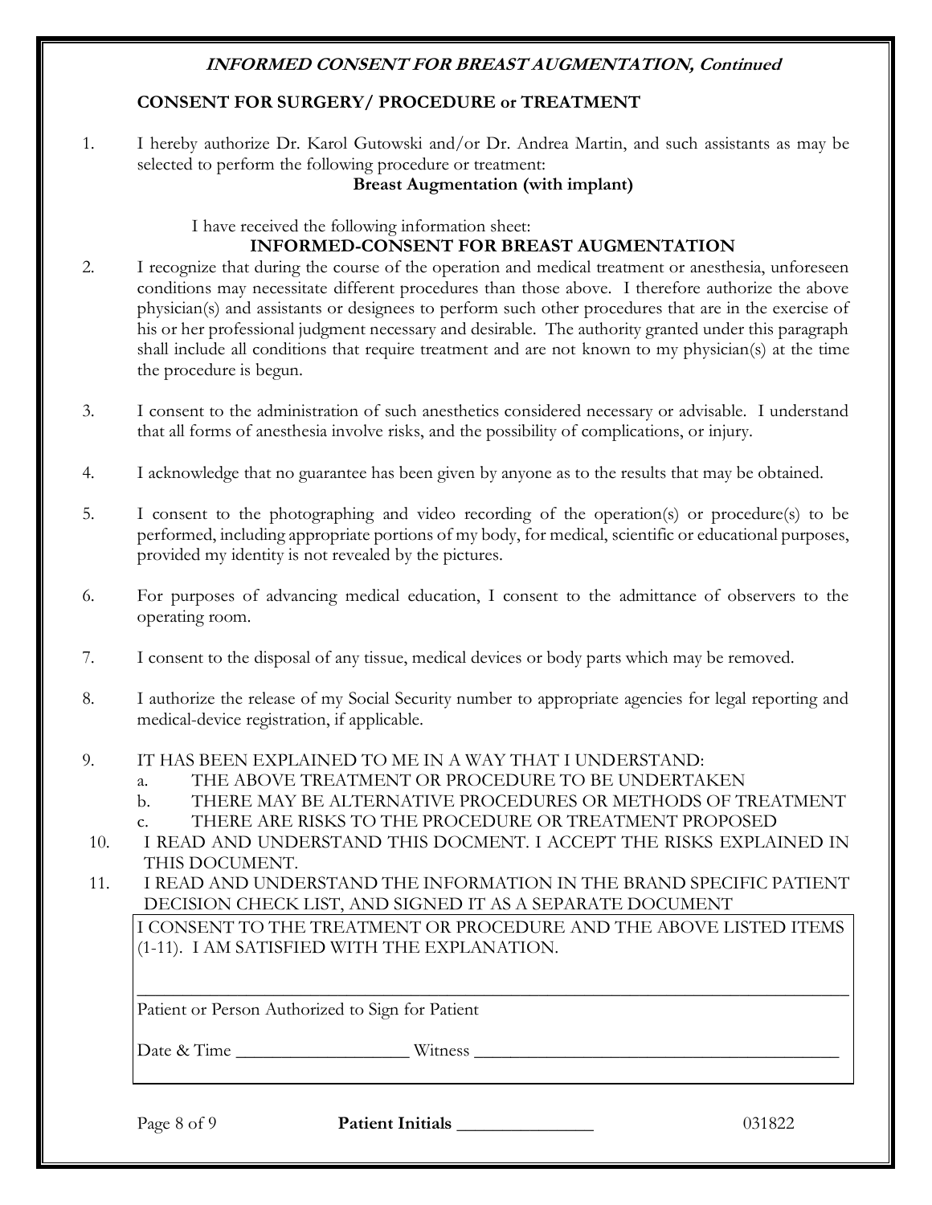## CONSENT FOR SURGERY/ PROCEDURE or TREATMENT

1. I hereby authorize Dr. Karol Gutowski and/or Dr. Andrea Martin, and such assistants as may be selected to perform the following procedure or treatment:

   **Breast Augmentation (with implant)**

   I have received the following information sheet:

   **INFORMED-CONSENT FOR BREAST AUGMENTATION**

2. I recognize that during the course of the operation and medical treatment or anesthesia, unforeseen conditions may necessitate different procedures than those above. I therefore authorize the above physician(s) and assistants or designees to perform such other procedures that are in the exercise of his or her professional judgment necessary and desirable. The authority granted under this paragraph shall include all conditions that require treatment and are not known to my physician(s) at the time the procedure is begun.

3. I consent to the administration of such anesthetics considered necessary or advisable. I understand that all forms of anesthesia involve risks, and the possibility of complications, or injury.

4. I acknowledge that no guarantee has been given by anyone as to the results that may be obtained.

5. I consent to the photographing and video recording of the operation(s) or procedure(s) to be performed, including appropriate portions of my body, for medical, scientific or educational purposes, provided my identity is not revealed by the pictures.

6. For purposes of advancing medical education, I consent to the admittance of observers to the operating room.

7. I consent to the disposal of any tissue, medical devices or body parts which may be removed.

8. I authorize the release of my Social Security number to appropriate agencies for legal reporting and medical-device registration, if applicable.

9. IT HAS BEEN EXPLAINED TO ME IN A WAY THAT I UNDERSTAND:
   a. THE ABOVE TREATMENT OR PROCEDURE TO BE UNDERTAKEN
   b. THERE MAY BE ALTERNATIVE PROCEDURES OR METHODS OF TREATMENT
   c. THERE ARE RISKS TO THE PROCEDURE OR TREATMENT PROPOSED

10. I READ AND UNDERSTAND THIS DOCMENT. I ACCEPT THE RISKS EXPLAINED IN THIS DOCUMENT.

11. I READ AND UNDERSTAND THE INFORMATION IN THE BRAND SPECIFIC PATIENT DECISION CHECK LIST, AND SIGNED IT AS A SEPARATE DOCUMENT

I CONSENT TO THE TREATMENT OR PROCEDURE AND THE ABOVE LISTED ITEMS (1-11). I AM SATISFIED WITH THE EXPLANATION.

___________________________________________________________________________

Patient or Person Authorized to Sign for Patient

Date & Time ___________________ Witness ________________________________________

**Patient Initials** _______________

031822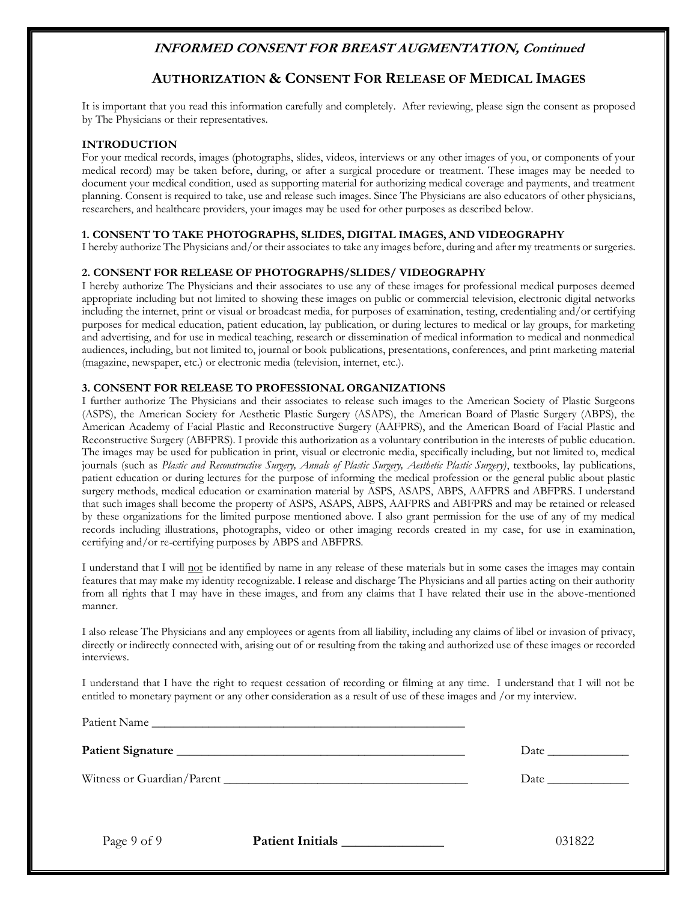***INFORMED CONSENT FOR BREAST AUGMENTATION, Continued***

## AUTHORIZATION & CONSENT FOR RELEASE OF MEDICAL IMAGES

It is important that you read this information carefully and completely. After reviewing, please sign the consent as proposed by The Physicians or their representatives.

**INTRODUCTION**

For your medical records, images (photographs, slides, videos, interviews or any other images of you, or components of your medical record) may be taken before, during, or after a surgical procedure or treatment. These images may be needed to document your medical condition, used as supporting material for authorizing medical coverage and payments, and treatment planning. Consent is required to take, use and release such images. Since The Physicians are also educators of other physicians, researchers, and healthcare providers, your images may be used for other purposes as described below.

**1. CONSENT TO TAKE PHOTOGRAPHS, SLIDES, DIGITAL IMAGES, AND VIDEOGRAPHY**

I hereby authorize The Physicians and/or their associates to take any images before, during and after my treatments or surgeries.

**2. CONSENT FOR RELEASE OF PHOTOGRAPHS/SLIDES/ VIDEOGRAPHY**

I hereby authorize The Physicians and their associates to use any of these images for professional medical purposes deemed appropriate including but not limited to showing these images on public or commercial television, electronic digital networks including the internet, print or visual or broadcast media, for purposes of examination, testing, credentialing and/or certifying purposes for medical education, patient education, lay publication, or during lectures to medical or lay groups, for marketing and advertising, and for use in medical teaching, research or dissemination of medical information to medical and nonmedical audiences, including, but not limited to, journal or book publications, presentations, conferences, and print marketing material (magazine, newspaper, etc.) or electronic media (television, internet, etc.).

**3. CONSENT FOR RELEASE TO PROFESSIONAL ORGANIZATIONS**

I further authorize The Physicians and their associates to release such images to the American Society of Plastic Surgeons (ASPS), the American Society for Aesthetic Plastic Surgery (ASAPS), the American Board of Plastic Surgery (ABPS), the American Academy of Facial Plastic and Reconstructive Surgery (AAFPRS), and the American Board of Facial Plastic and Reconstructive Surgery (ABFPRS). I provide this authorization as a voluntary contribution in the interests of public education. The images may be used for publication in print, visual or electronic media, specifically including, but not limited to, medical journals (such as *Plastic and Reconstructive Surgery, Annals of Plastic Surgery, Aesthetic Plastic Surgery)*, textbooks, lay publications, patient education or during lectures for the purpose of informing the medical profession or the general public about plastic surgery methods, medical education or examination material by ASPS, ASAPS, ABPS, AAFPRS and ABFPRS. I understand that such images shall become the property of ASPS, ASAPS, ABPS, AAFPRS and ABFPRS and may be retained or released by these organizations for the limited purpose mentioned above. I also grant permission for the use of any of my medical records including illustrations, photographs, video or other imaging records created in my case, for use in examination, certifying and/or re-certifying purposes by ABPS and ABFPRS.

I understand that I will <u>not</u> be identified by name in any release of these materials but in some cases the images may contain features that may make my identity recognizable. I release and discharge The Physicians and all parties acting on their authority from all rights that I may have in these images, and from any claims that I have related their use in the above-mentioned manner.

I also release The Physicians and any employees or agents from all liability, including any claims of libel or invasion of privacy, directly or indirectly connected with, arising out of or resulting from the taking and authorized use of these images or recorded interviews.

I understand that I have the right to request cessation of recording or filming at any time. I understand that I will not be entitled to monetary payment or any other consideration as a result of use of these images and /or my interview.

Patient Name ______________________________________________

**Patient Signature** __________________________________________ Date ____________

Witness or Guardian/Parent ____________________________________ Date ____________

**Patient Initials** ______________

031822